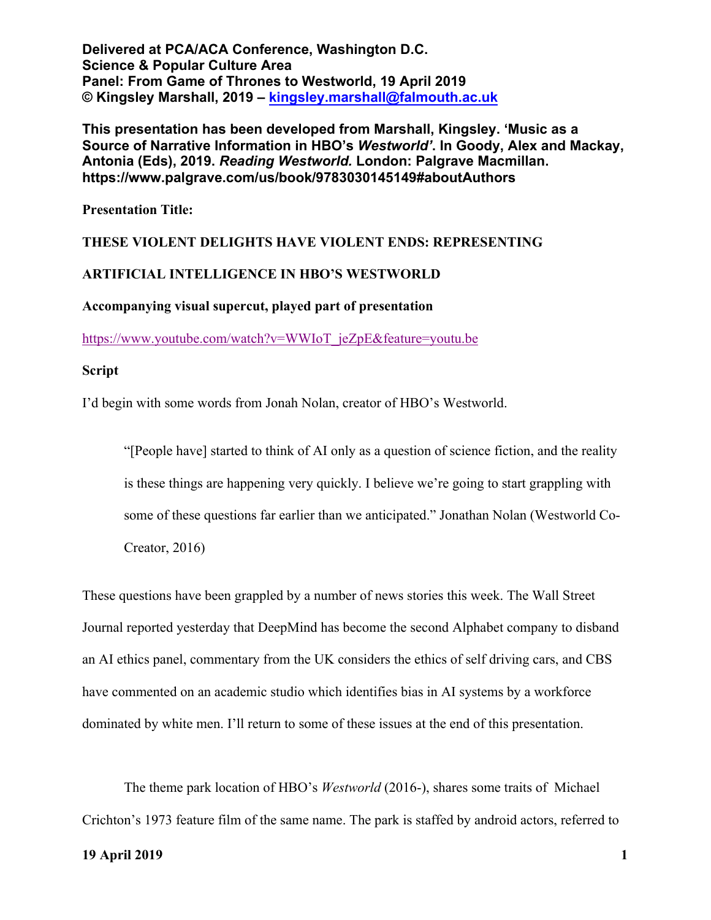**Delivered at PCA/ACA Conference, Washington D.C.**
**Science & Popular Culture Area**
**Panel: From Game of Thrones to Westworld, 19 April 2019**
**© Kingsley Marshall, 2019 – kingsley.marshall@falmouth.ac.uk**

**This presentation has been developed from Marshall, Kingsley. 'Music as a Source of Narrative Information in HBO's *Westworld*'. In Goody, Alex and Mackay, Antonia (Eds), 2019. *Reading Westworld.* London: Palgrave Macmillan. https://www.palgrave.com/us/book/9783030145149#aboutAuthors**

**Presentation Title:**

**THESE VIOLENT DELIGHTS HAVE VIOLENT ENDS: REPRESENTING ARTIFICIAL INTELLIGENCE IN HBO'S WESTWORLD**

**Accompanying visual supercut, played part of presentation**

https://www.youtube.com/watch?v=WWIoT_jeZpE&feature=youtu.be

**Script**

I'd begin with some words from Jonah Nolan, creator of HBO's Westworld.

> "[People have] started to think of AI only as a question of science fiction, and the reality is these things are happening very quickly. I believe we're going to start grappling with some of these questions far earlier than we anticipated." Jonathan Nolan (Westworld Co-Creator, 2016)

These questions have been grappled by a number of news stories this week. The Wall Street Journal reported yesterday that DeepMind has become the second Alphabet company to disband an AI ethics panel, commentary from the UK considers the ethics of self driving cars, and CBS have commented on an academic studio which identifies bias in AI systems by a workforce dominated by white men. I'll return to some of these issues at the end of this presentation.

The theme park location of HBO's *Westworld* (2016-), shares some traits of Michael Crichton's 1973 feature film of the same name. The park is staffed by android actors, referred to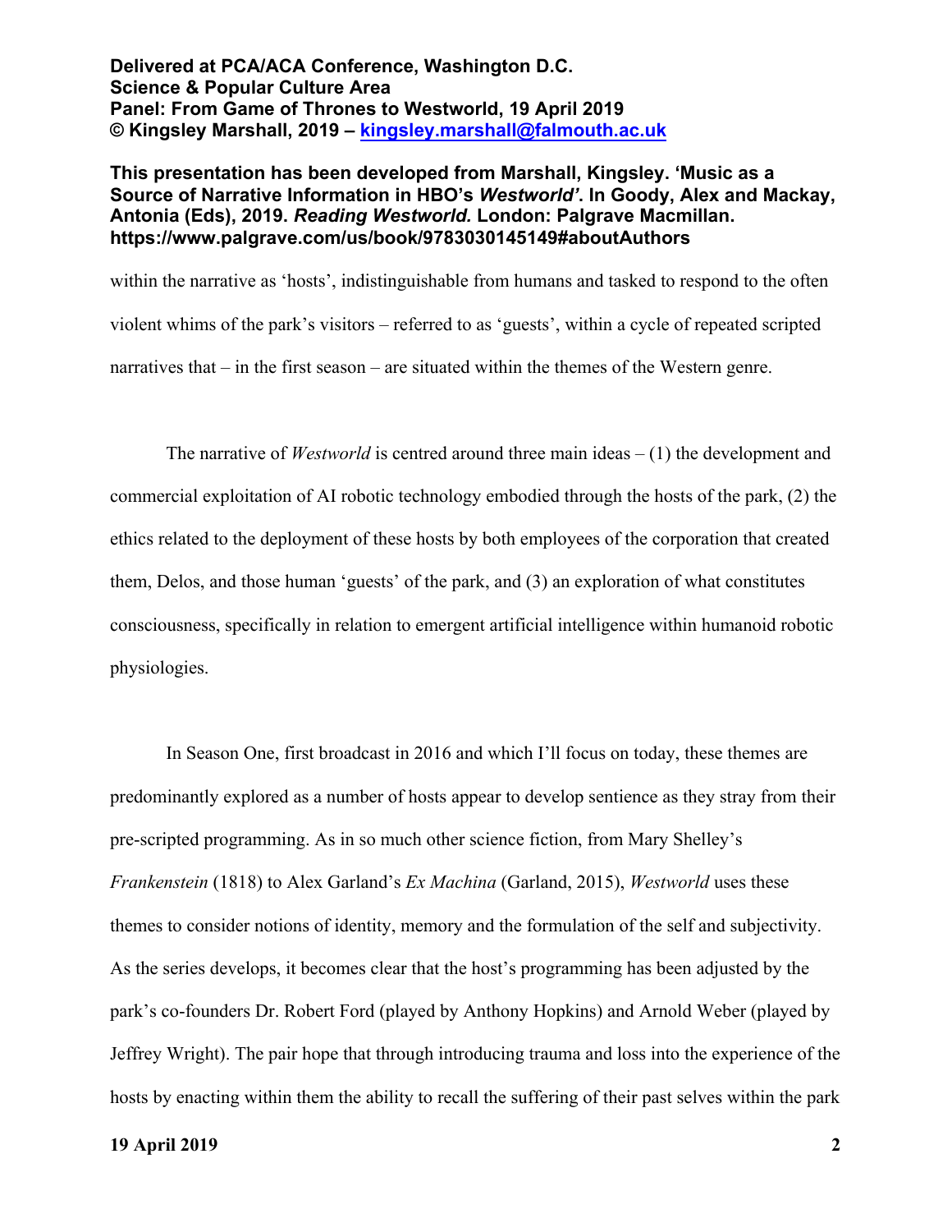within the narrative as 'hosts', indistinguishable from humans and tasked to respond to the often violent whims of the park's visitors – referred to as 'guests', within a cycle of repeated scripted narratives that – in the first season – are situated within the themes of the Western genre.

The narrative of *Westworld* is centred around three main ideas – (1) the development and commercial exploitation of AI robotic technology embodied through the hosts of the park, (2) the ethics related to the deployment of these hosts by both employees of the corporation that created them, Delos, and those human 'guests' of the park, and (3) an exploration of what constitutes consciousness, specifically in relation to emergent artificial intelligence within humanoid robotic physiologies.

In Season One, first broadcast in 2016 and which I'll focus on today, these themes are predominantly explored as a number of hosts appear to develop sentience as they stray from their pre-scripted programming. As in so much other science fiction, from Mary Shelley's *Frankenstein* (1818) to Alex Garland's *Ex Machina* (Garland, 2015), *Westworld* uses these themes to consider notions of identity, memory and the formulation of the self and subjectivity. As the series develops, it becomes clear that the host's programming has been adjusted by the park's co-founders Dr. Robert Ford (played by Anthony Hopkins) and Arnold Weber (played by Jeffrey Wright). The pair hope that through introducing trauma and loss into the experience of the hosts by enacting within them the ability to recall the suffering of their past selves within the park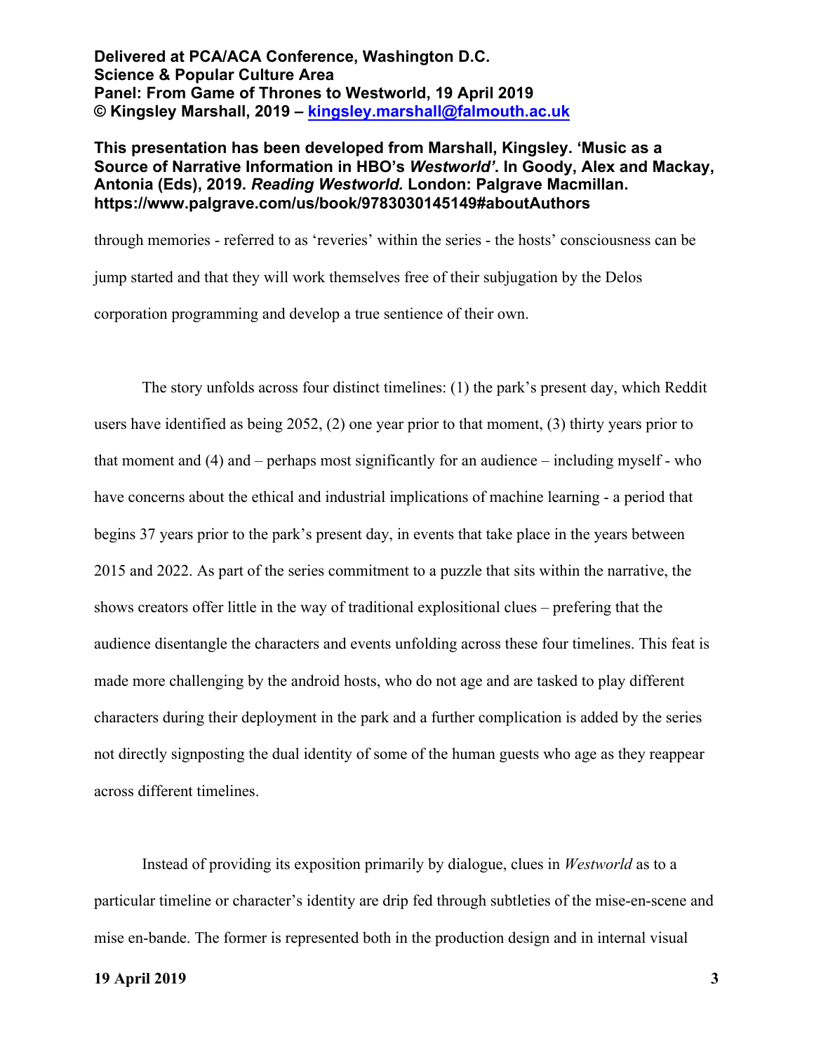through memories - referred to as 'reveries' within the series - the hosts' consciousness can be jump started and that they will work themselves free of their subjugation by the Delos corporation programming and develop a true sentience of their own.

The story unfolds across four distinct timelines: (1) the park's present day, which Reddit users have identified as being 2052, (2) one year prior to that moment, (3) thirty years prior to that moment and (4) and – perhaps most significantly for an audience – including myself - who have concerns about the ethical and industrial implications of machine learning - a period that begins 37 years prior to the park's present day, in events that take place in the years between 2015 and 2022. As part of the series commitment to a puzzle that sits within the narrative, the shows creators offer little in the way of traditional explositional clues – prefering that the audience disentangle the characters and events unfolding across these four timelines. This feat is made more challenging by the android hosts, who do not age and are tasked to play different characters during their deployment in the park and a further complication is added by the series not directly signposting the dual identity of some of the human guests who age as they reappear across different timelines.

Instead of providing its exposition primarily by dialogue, clues in *Westworld* as to a particular timeline or character's identity are drip fed through subtleties of the mise-en-scene and mise en-bande. The former is represented both in the production design and in internal visual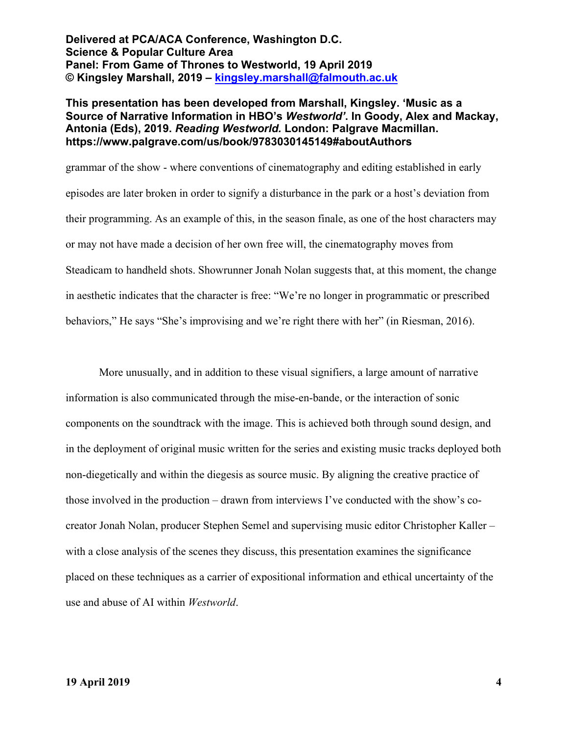grammar of the show - where conventions of cinematography and editing established in early episodes are later broken in order to signify a disturbance in the park or a host's deviation from their programming. As an example of this, in the season finale, as one of the host characters may or may not have made a decision of her own free will, the cinematography moves from Steadicam to handheld shots. Showrunner Jonah Nolan suggests that, at this moment, the change in aesthetic indicates that the character is free: "We're no longer in programmatic or prescribed behaviors," He says "She's improvising and we're right there with her" (in Riesman, 2016).

More unusually, and in addition to these visual signifiers, a large amount of narrative information is also communicated through the mise-en-bande, or the interaction of sonic components on the soundtrack with the image. This is achieved both through sound design, and in the deployment of original music written for the series and existing music tracks deployed both non-diegetically and within the diegesis as source music. By aligning the creative practice of those involved in the production – drawn from interviews I've conducted with the show's co-creator Jonah Nolan, producer Stephen Semel and supervising music editor Christopher Kaller – with a close analysis of the scenes they discuss, this presentation examines the significance placed on these techniques as a carrier of expositional information and ethical uncertainty of the use and abuse of AI within *Westworld*.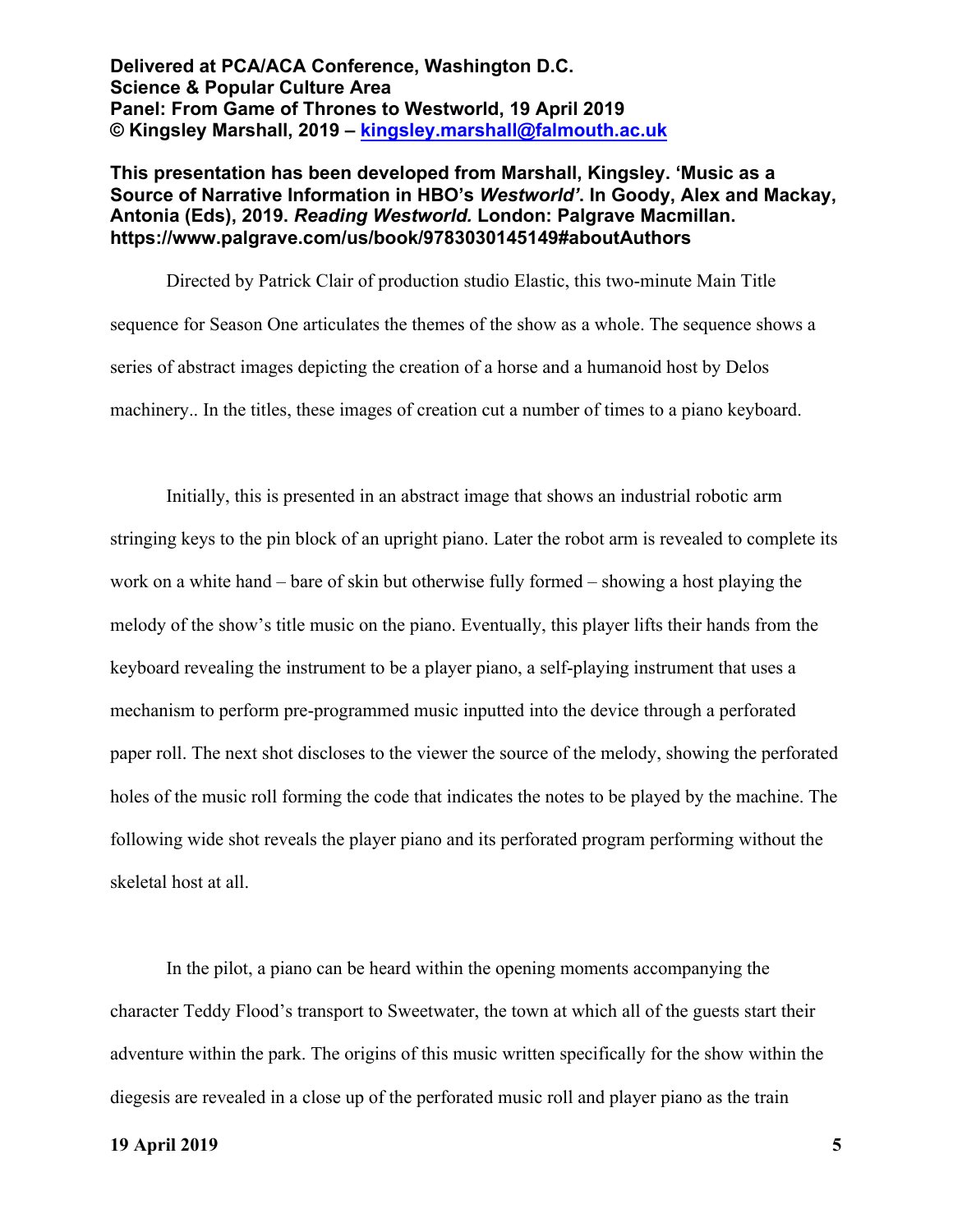**Delivered at PCA/ACA Conference, Washington D.C.**
**Science & Popular Culture Area**
**Panel: From Game of Thrones to Westworld, 19 April 2019**
**© Kingsley Marshall, 2019 – kingsley.marshall@falmouth.ac.uk**

**This presentation has been developed from Marshall, Kingsley. 'Music as a Source of Narrative Information in HBO's *Westworld'*. In Goody, Alex and Mackay, Antonia (Eds), 2019. *Reading Westworld.* London: Palgrave Macmillan. https://www.palgrave.com/us/book/9783030145149#aboutAuthors**

Directed by Patrick Clair of production studio Elastic, this two-minute Main Title sequence for Season One articulates the themes of the show as a whole. The sequence shows a series of abstract images depicting the creation of a horse and a humanoid host by Delos machinery.. In the titles, these images of creation cut a number of times to a piano keyboard.

Initially, this is presented in an abstract image that shows an industrial robotic arm stringing keys to the pin block of an upright piano. Later the robot arm is revealed to complete its work on a white hand – bare of skin but otherwise fully formed – showing a host playing the melody of the show's title music on the piano. Eventually, this player lifts their hands from the keyboard revealing the instrument to be a player piano, a self-playing instrument that uses a mechanism to perform pre-programmed music inputted into the device through a perforated paper roll. The next shot discloses to the viewer the source of the melody, showing the perforated holes of the music roll forming the code that indicates the notes to be played by the machine. The following wide shot reveals the player piano and its perforated program performing without the skeletal host at all.

In the pilot, a piano can be heard within the opening moments accompanying the character Teddy Flood's transport to Sweetwater, the town at which all of the guests start their adventure within the park. The origins of this music written specifically for the show within the diegesis are revealed in a close up of the perforated music roll and player piano as the train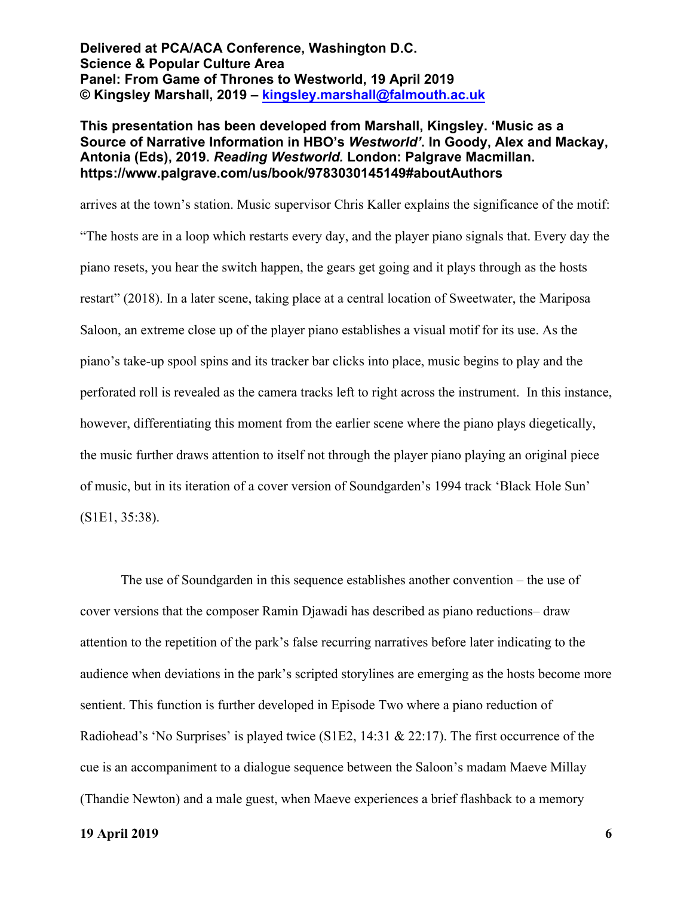arrives at the town's station. Music supervisor Chris Kaller explains the significance of the motif: "The hosts are in a loop which restarts every day, and the player piano signals that. Every day the piano resets, you hear the switch happen, the gears get going and it plays through as the hosts restart" (2018). In a later scene, taking place at a central location of Sweetwater, the Mariposa Saloon, an extreme close up of the player piano establishes a visual motif for its use. As the piano's take-up spool spins and its tracker bar clicks into place, music begins to play and the perforated roll is revealed as the camera tracks left to right across the instrument. In this instance, however, differentiating this moment from the earlier scene where the piano plays diegetically, the music further draws attention to itself not through the player piano playing an original piece of music, but in its iteration of a cover version of Soundgarden's 1994 track 'Black Hole Sun' (S1E1, 35:38).

The use of Soundgarden in this sequence establishes another convention – the use of cover versions that the composer Ramin Djawadi has described as piano reductions– draw attention to the repetition of the park's false recurring narratives before later indicating to the audience when deviations in the park's scripted storylines are emerging as the hosts become more sentient. This function is further developed in Episode Two where a piano reduction of Radiohead's 'No Surprises' is played twice (S1E2, 14:31 & 22:17). The first occurrence of the cue is an accompaniment to a dialogue sequence between the Saloon's madam Maeve Millay (Thandie Newton) and a male guest, when Maeve experiences a brief flashback to a memory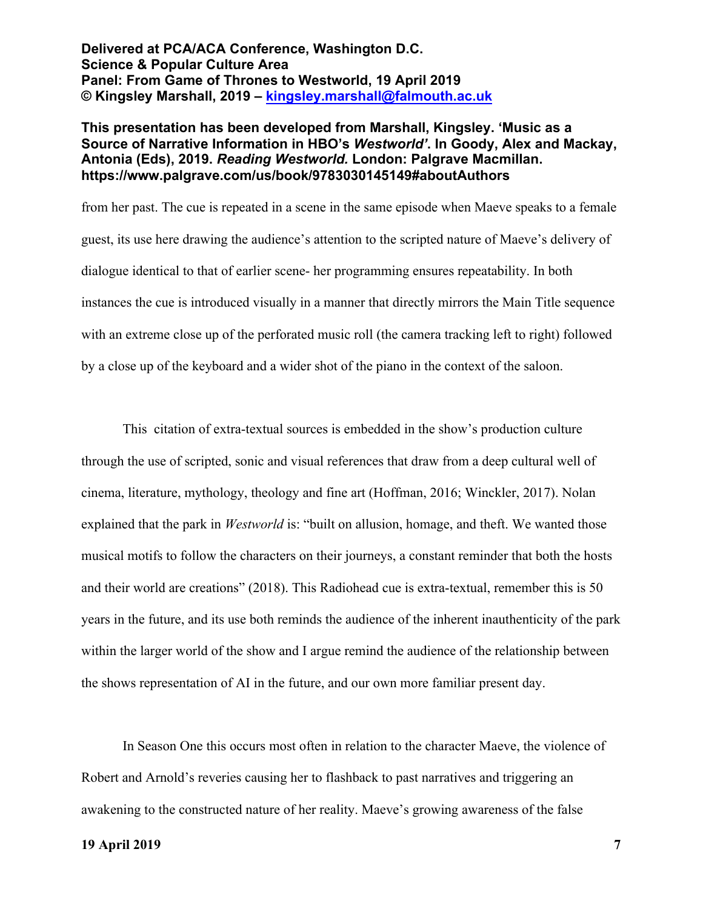from her past. The cue is repeated in a scene in the same episode when Maeve speaks to a female guest, its use here drawing the audience's attention to the scripted nature of Maeve's delivery of dialogue identical to that of earlier scene- her programming ensures repeatability. In both instances the cue is introduced visually in a manner that directly mirrors the Main Title sequence with an extreme close up of the perforated music roll (the camera tracking left to right) followed by a close up of the keyboard and a wider shot of the piano in the context of the saloon.

This citation of extra-textual sources is embedded in the show's production culture through the use of scripted, sonic and visual references that draw from a deep cultural well of cinema, literature, mythology, theology and fine art (Hoffman, 2016; Winckler, 2017). Nolan explained that the park in *Westworld* is: "built on allusion, homage, and theft. We wanted those musical motifs to follow the characters on their journeys, a constant reminder that both the hosts and their world are creations" (2018). This Radiohead cue is extra-textual, remember this is 50 years in the future, and its use both reminds the audience of the inherent inauthenticity of the park within the larger world of the show and I argue remind the audience of the relationship between the shows representation of AI in the future, and our own more familiar present day.

In Season One this occurs most often in relation to the character Maeve, the violence of Robert and Arnold's reveries causing her to flashback to past narratives and triggering an awakening to the constructed nature of her reality. Maeve's growing awareness of the false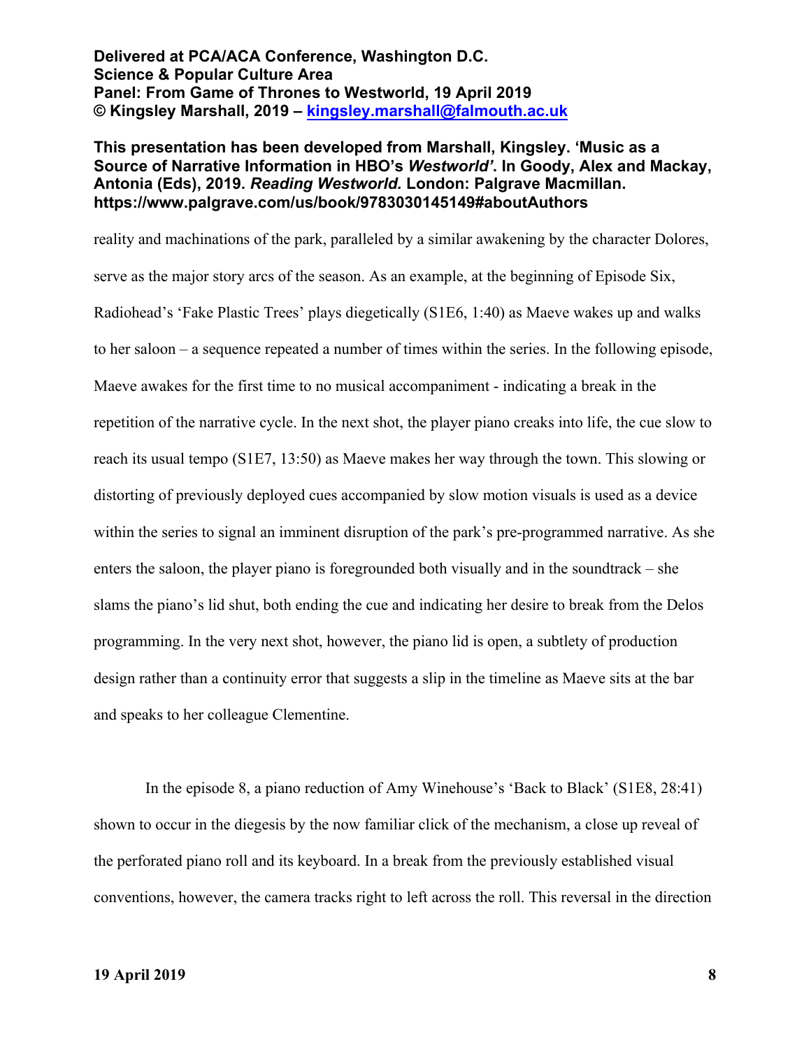reality and machinations of the park, paralleled by a similar awakening by the character Dolores, serve as the major story arcs of the season. As an example, at the beginning of Episode Six, Radiohead's 'Fake Plastic Trees' plays diegetically (S1E6, 1:40) as Maeve wakes up and walks to her saloon – a sequence repeated a number of times within the series. In the following episode, Maeve awakes for the first time to no musical accompaniment - indicating a break in the repetition of the narrative cycle. In the next shot, the player piano creaks into life, the cue slow to reach its usual tempo (S1E7, 13:50) as Maeve makes her way through the town. This slowing or distorting of previously deployed cues accompanied by slow motion visuals is used as a device within the series to signal an imminent disruption of the park's pre-programmed narrative. As she enters the saloon, the player piano is foregrounded both visually and in the soundtrack – she slams the piano's lid shut, both ending the cue and indicating her desire to break from the Delos programming. In the very next shot, however, the piano lid is open, a subtlety of production design rather than a continuity error that suggests a slip in the timeline as Maeve sits at the bar and speaks to her colleague Clementine.

In the episode 8, a piano reduction of Amy Winehouse's 'Back to Black' (S1E8, 28:41) shown to occur in the diegesis by the now familiar click of the mechanism, a close up reveal of the perforated piano roll and its keyboard. In a break from the previously established visual conventions, however, the camera tracks right to left across the roll. This reversal in the direction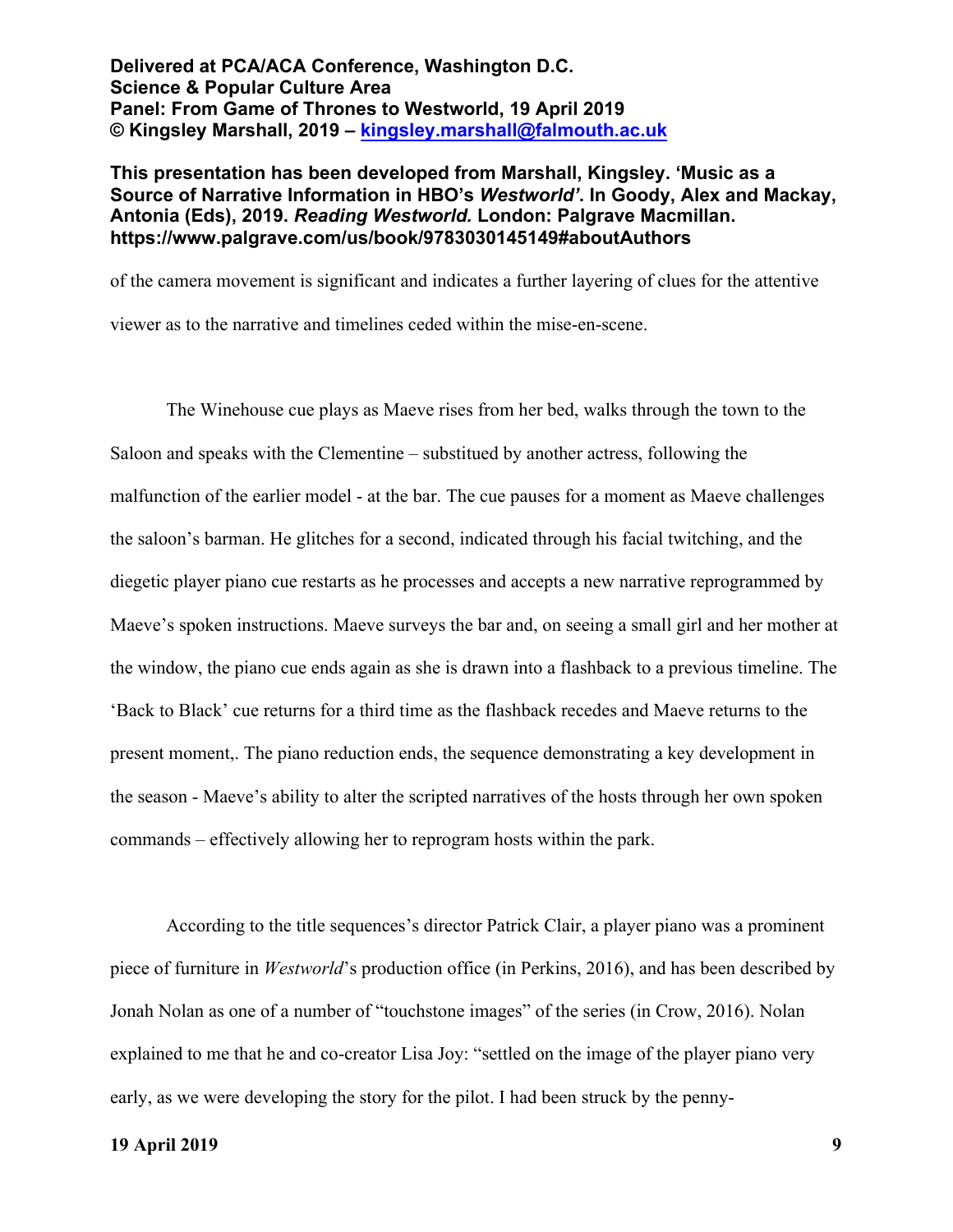of the camera movement is significant and indicates a further layering of clues for the attentive viewer as to the narrative and timelines ceded within the mise-en-scene.

The Winehouse cue plays as Maeve rises from her bed, walks through the town to the Saloon and speaks with the Clementine – substitued by another actress, following the malfunction of the earlier model - at the bar. The cue pauses for a moment as Maeve challenges the saloon's barman. He glitches for a second, indicated through his facial twitching, and the diegetic player piano cue restarts as he processes and accepts a new narrative reprogrammed by Maeve's spoken instructions. Maeve surveys the bar and, on seeing a small girl and her mother at the window, the piano cue ends again as she is drawn into a flashback to a previous timeline. The 'Back to Black' cue returns for a third time as the flashback recedes and Maeve returns to the present moment,. The piano reduction ends, the sequence demonstrating a key development in the season - Maeve's ability to alter the scripted narratives of the hosts through her own spoken commands – effectively allowing her to reprogram hosts within the park.

According to the title sequences's director Patrick Clair, a player piano was a prominent piece of furniture in *Westworld*'s production office (in Perkins, 2016), and has been described by Jonah Nolan as one of a number of "touchstone images" of the series (in Crow, 2016). Nolan explained to me that he and co-creator Lisa Joy: "settled on the image of the player piano very early, as we were developing the story for the pilot. I had been struck by the penny-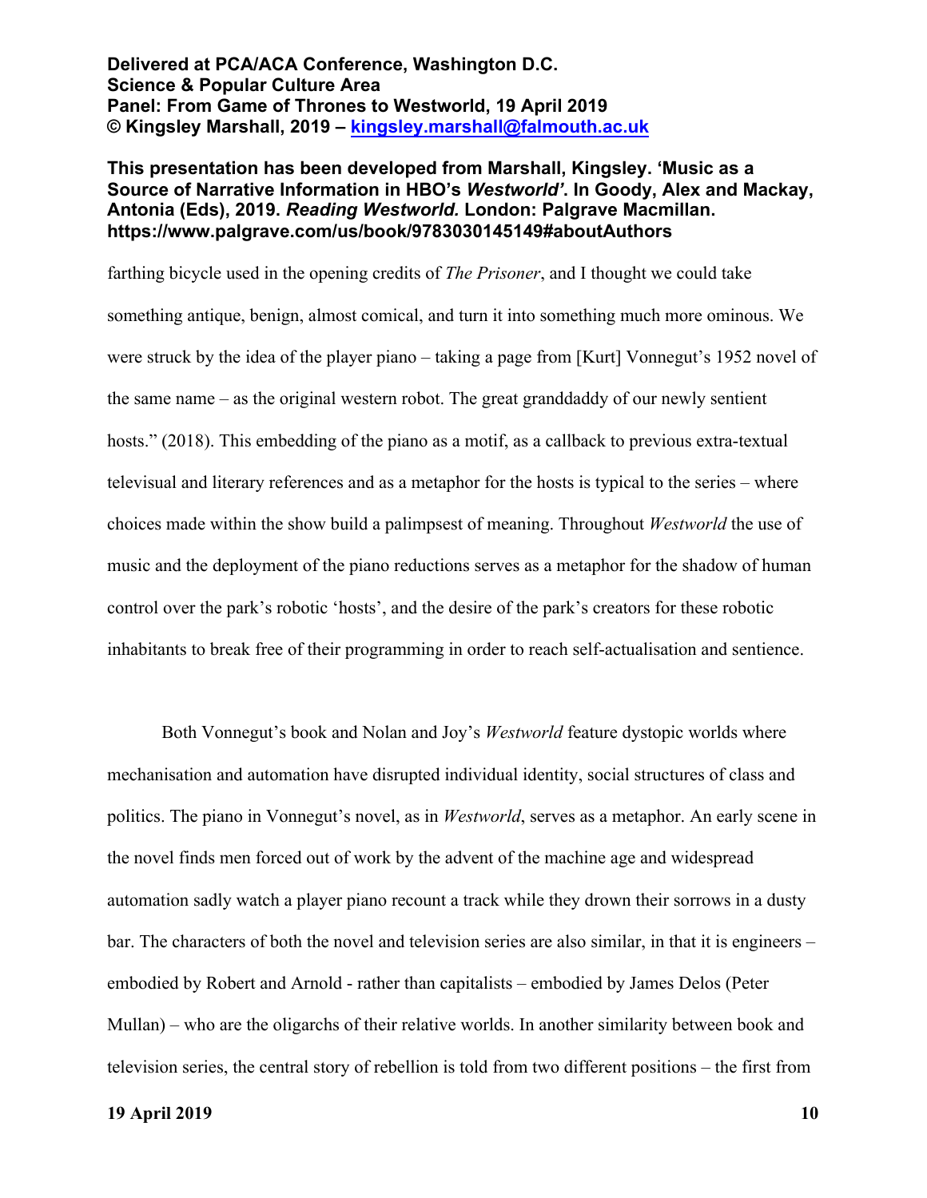farthing bicycle used in the opening credits of *The Prisoner*, and I thought we could take something antique, benign, almost comical, and turn it into something much more ominous. We were struck by the idea of the player piano – taking a page from [Kurt] Vonnegut's 1952 novel of the same name – as the original western robot. The great granddaddy of our newly sentient hosts." (2018). This embedding of the piano as a motif, as a callback to previous extra-textual televisual and literary references and as a metaphor for the hosts is typical to the series – where choices made within the show build a palimpsest of meaning. Throughout *Westworld* the use of music and the deployment of the piano reductions serves as a metaphor for the shadow of human control over the park's robotic 'hosts', and the desire of the park's creators for these robotic inhabitants to break free of their programming in order to reach self-actualisation and sentience.

Both Vonnegut's book and Nolan and Joy's *Westworld* feature dystopic worlds where mechanisation and automation have disrupted individual identity, social structures of class and politics. The piano in Vonnegut's novel, as in *Westworld*, serves as a metaphor. An early scene in the novel finds men forced out of work by the advent of the machine age and widespread automation sadly watch a player piano recount a track while they drown their sorrows in a dusty bar. The characters of both the novel and television series are also similar, in that it is engineers – embodied by Robert and Arnold - rather than capitalists – embodied by James Delos (Peter Mullan) – who are the oligarchs of their relative worlds. In another similarity between book and television series, the central story of rebellion is told from two different positions – the first from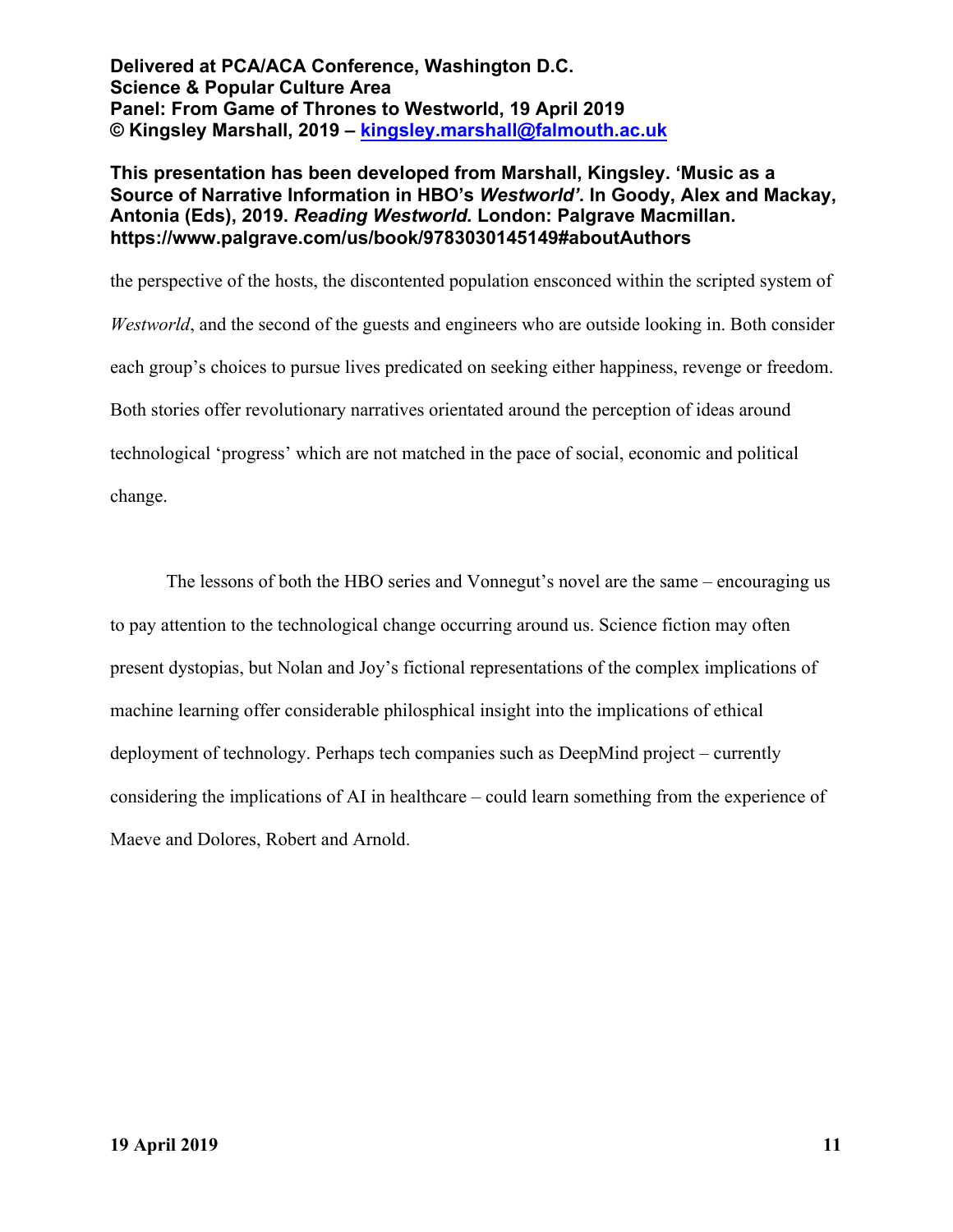the perspective of the hosts, the discontented population ensconced within the scripted system of *Westworld*, and the second of the guests and engineers who are outside looking in. Both consider each group's choices to pursue lives predicated on seeking either happiness, revenge or freedom. Both stories offer revolutionary narratives orientated around the perception of ideas around technological 'progress' which are not matched in the pace of social, economic and political change.

The lessons of both the HBO series and Vonnegut's novel are the same – encouraging us to pay attention to the technological change occurring around us. Science fiction may often present dystopias, but Nolan and Joy's fictional representations of the complex implications of machine learning offer considerable philosphical insight into the implications of ethical deployment of technology. Perhaps tech companies such as DeepMind project – currently considering the implications of AI in healthcare – could learn something from the experience of Maeve and Dolores, Robert and Arnold.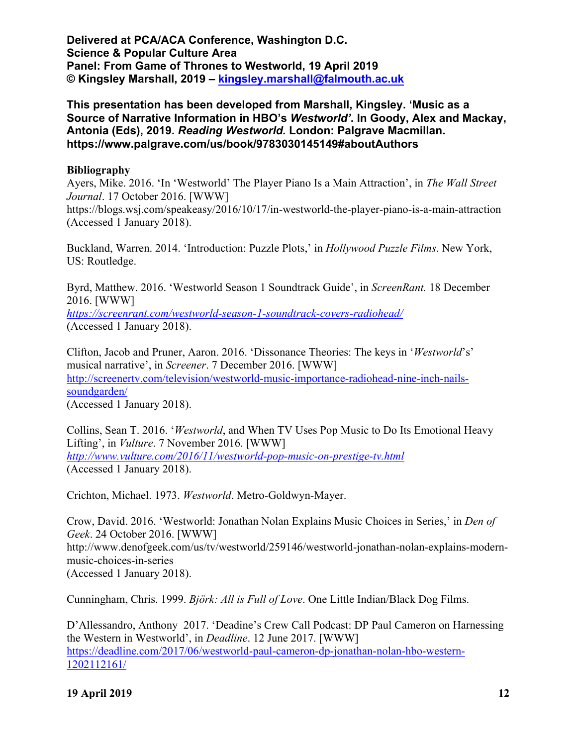**Delivered at PCA/ACA Conference, Washington D.C.**
**Science & Popular Culture Area**
**Panel: From Game of Thrones to Westworld, 19 April 2019**
**© Kingsley Marshall, 2019 – kingsley.marshall@falmouth.ac.uk**

**This presentation has been developed from Marshall, Kingsley. 'Music as a Source of Narrative Information in HBO's *Westworld*'. In Goody, Alex and Mackay, Antonia (Eds), 2019. *Reading Westworld.* London: Palgrave Macmillan. https://www.palgrave.com/us/book/9783030145149#aboutAuthors**

## Bibliography

Ayers, Mike. 2016. 'In 'Westworld' The Player Piano Is a Main Attraction', in *The Wall Street Journal*. 17 October 2016. [WWW] https://blogs.wsj.com/speakeasy/2016/10/17/in-westworld-the-player-piano-is-a-main-attraction (Accessed 1 January 2018).

Buckland, Warren. 2014. 'Introduction: Puzzle Plots,' in *Hollywood Puzzle Films*. New York, US: Routledge.

Byrd, Matthew. 2016. 'Westworld Season 1 Soundtrack Guide', in *ScreenRant.* 18 December 2016. [WWW] *https://screenrant.com/westworld-season-1-soundtrack-covers-radiohead/* (Accessed 1 January 2018).

Clifton, Jacob and Pruner, Aaron. 2016. 'Dissonance Theories: The keys in '*Westworld*'s' musical narrative', in *Screener*. 7 December 2016. [WWW] http://screenertv.com/television/westworld-music-importance-radiohead-nine-inch-nails-soundgarden/ (Accessed 1 January 2018).

Collins, Sean T. 2016. '*Westworld*, and When TV Uses Pop Music to Do Its Emotional Heavy Lifting', in *Vulture*. 7 November 2016. [WWW] *http://www.vulture.com/2016/11/westworld-pop-music-on-prestige-tv.html* (Accessed 1 January 2018).

Crichton, Michael. 1973. *Westworld*. Metro-Goldwyn-Mayer.

Crow, David. 2016. 'Westworld: Jonathan Nolan Explains Music Choices in Series,' in *Den of Geek*. 24 October 2016. [WWW] http://www.denofgeek.com/us/tv/westworld/259146/westworld-jonathan-nolan-explains-modern-music-choices-in-series (Accessed 1 January 2018).

Cunningham, Chris. 1999. *Björk: All is Full of Love*. One Little Indian/Black Dog Films.

D'Allessandro, Anthony 2017. 'Deadine's Crew Call Podcast: DP Paul Cameron on Harnessing the Western in Westworld', in *Deadline*. 12 June 2017. [WWW] https://deadline.com/2017/06/westworld-paul-cameron-dp-jonathan-nolan-hbo-western-1202112161/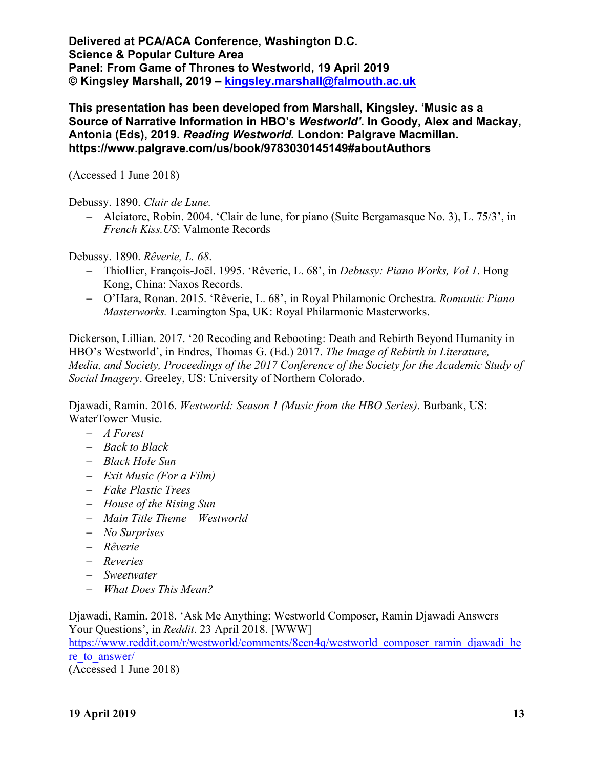**Delivered at PCA/ACA Conference, Washington D.C.**
**Science & Popular Culture Area**
**Panel: From Game of Thrones to Westworld, 19 April 2019**
**© Kingsley Marshall, 2019 – [kingsley.marshall@falmouth.ac.uk](mailto:kingsley.marshall@falmouth.ac.uk)**

**This presentation has been developed from Marshall, Kingsley. 'Music as a Source of Narrative Information in HBO's *Westworld*'. In Goody, Alex and Mackay, Antonia (Eds), 2019. *Reading Westworld.* London: Palgrave Macmillan. https://www.palgrave.com/us/book/9783030145149#aboutAuthors**

(Accessed 1 June 2018)

Debussy. 1890. *Clair de Lune.*

- Alciatore, Robin. 2004. 'Clair de lune, for piano (Suite Bergamasque No. 3), L. 75/3', in *French Kiss.US*: Valmonte Records

Debussy. 1890. *Rêverie, L. 68*.

- Thiollier, François-Joël. 1995. 'Rêverie, L. 68', in *Debussy: Piano Works, Vol 1*. Hong Kong, China: Naxos Records.
- O'Hara, Ronan. 2015. 'Rêverie, L. 68', in Royal Philamonic Orchestra. *Romantic Piano Masterworks.* Leamington Spa, UK: Royal Philharmonic Masterworks.

Dickerson, Lillian. 2017. '20 Recoding and Rebooting: Death and Rebirth Beyond Humanity in HBO's Westworld', in Endres, Thomas G. (Ed.) 2017. *The Image of Rebirth in Literature, Media, and Society, Proceedings of the 2017 Conference of the Society for the Academic Study of Social Imagery*. Greeley, US: University of Northern Colorado.

Djawadi, Ramin. 2016. *Westworld: Season 1 (Music from the HBO Series)*. Burbank, US: WaterTower Music.

- *A Forest*
- *Back to Black*
- *Black Hole Sun*
- *Exit Music (For a Film)*
- *Fake Plastic Trees*
- *House of the Rising Sun*
- *Main Title Theme – Westworld*
- *No Surprises*
- *Rêverie*
- *Reveries*
- *Sweetwater*
- *What Does This Mean?*

Djawadi, Ramin. 2018. 'Ask Me Anything: Westworld Composer, Ramin Djawadi Answers Your Questions', in *Reddit*. 23 April 2018. [WWW] https://www.reddit.com/r/westworld/comments/8ecn4q/westworld_composer_ramin_djawadi_here_to_answer/
(Accessed 1 June 2018)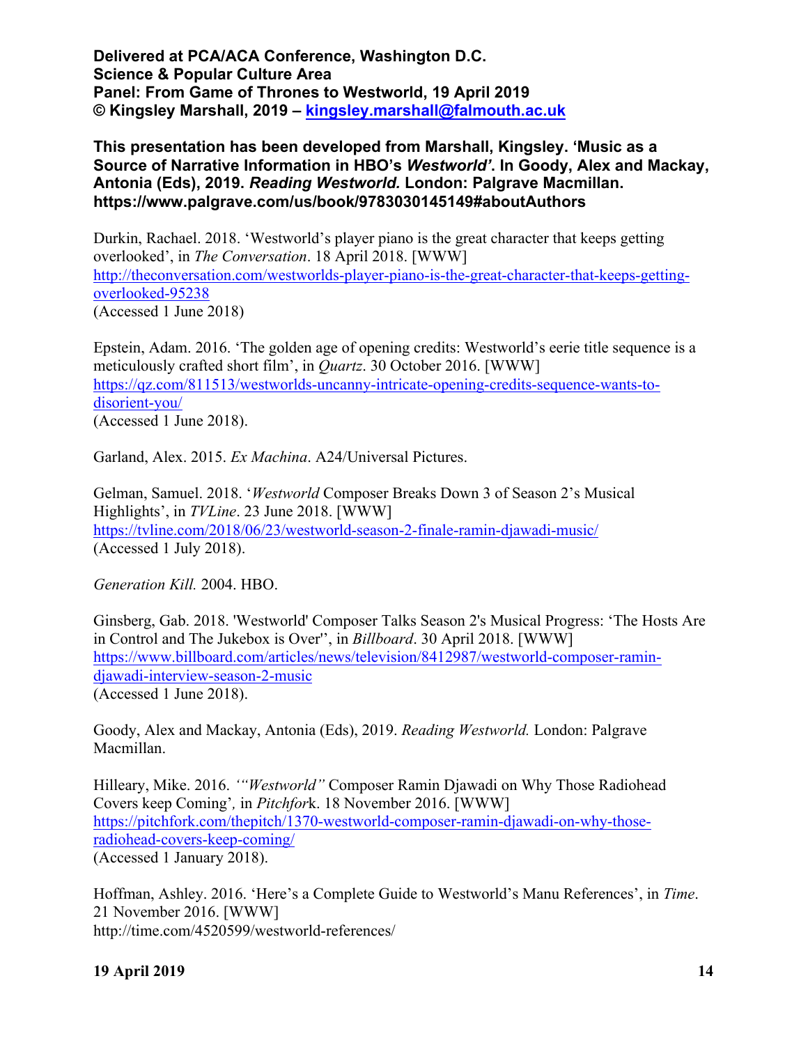**Delivered at PCA/ACA Conference, Washington D.C.**
**Science & Popular Culture Area**
**Panel: From Game of Thrones to Westworld, 19 April 2019**
**© Kingsley Marshall, 2019 – kingsley.marshall@falmouth.ac.uk**

**This presentation has been developed from Marshall, Kingsley. 'Music as a Source of Narrative Information in HBO's *Westworld*'. In Goody, Alex and Mackay, Antonia (Eds), 2019. *Reading Westworld.* London: Palgrave Macmillan. https://www.palgrave.com/us/book/9783030145149#aboutAuthors**

Durkin, Rachael. 2018. 'Westworld's player piano is the great character that keeps getting overlooked', in *The Conversation*. 18 April 2018. [WWW] http://theconversation.com/westworlds-player-piano-is-the-great-character-that-keeps-getting-overlooked-95238
(Accessed 1 June 2018)

Epstein, Adam. 2016. 'The golden age of opening credits: Westworld's eerie title sequence is a meticulously crafted short film', in *Quartz*. 30 October 2016. [WWW] https://qz.com/811513/westworlds-uncanny-intricate-opening-credits-sequence-wants-to-disorient-you/
(Accessed 1 June 2018).

Garland, Alex. 2015. *Ex Machina*. A24/Universal Pictures.

Gelman, Samuel. 2018. '*Westworld* Composer Breaks Down 3 of Season 2's Musical Highlights', in *TVLine*. 23 June 2018. [WWW] https://tvline.com/2018/06/23/westworld-season-2-finale-ramin-djawadi-music/
(Accessed 1 July 2018).

*Generation Kill.* 2004. HBO.

Ginsberg, Gab. 2018. 'Westworld' Composer Talks Season 2's Musical Progress: 'The Hosts Are in Control and The Jukebox is Over'', in *Billboard*. 30 April 2018. [WWW] https://www.billboard.com/articles/news/television/8412987/westworld-composer-ramin-djawadi-interview-season-2-music
(Accessed 1 June 2018).

Goody, Alex and Mackay, Antonia (Eds), 2019. *Reading Westworld.* London: Palgrave Macmillan.

Hilleary, Mike. 2016. *'"Westworld"* Composer Ramin Djawadi on Why Those Radiohead Covers keep Coming', in *Pitchfor*k. 18 November 2016. [WWW] https://pitchfork.com/thepitch/1370-westworld-composer-ramin-djawadi-on-why-those-radiohead-covers-keep-coming/
(Accessed 1 January 2018).

Hoffman, Ashley. 2016. 'Here's a Complete Guide to Westworld's Manu References', in *Time*. 21 November 2016. [WWW]
http://time.com/4520599/westworld-references/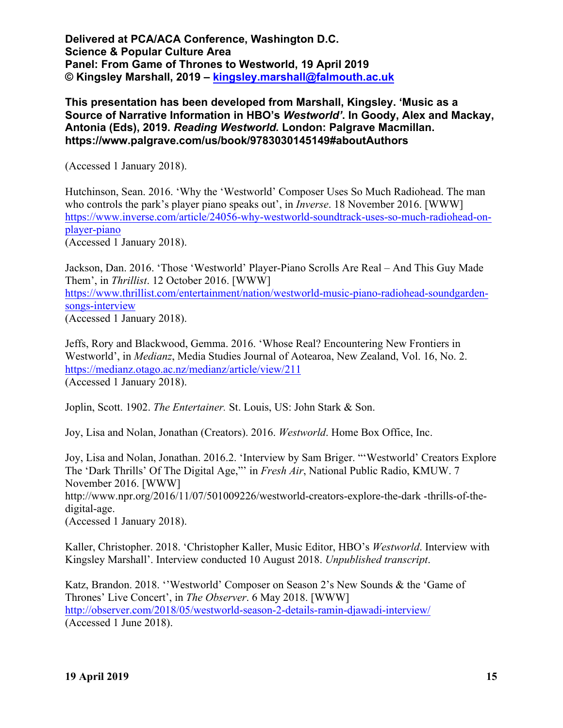**Delivered at PCA/ACA Conference, Washington D.C.**
**Science & Popular Culture Area**
**Panel: From Game of Thrones to Westworld, 19 April 2019**
**© Kingsley Marshall, 2019 – kingsley.marshall@falmouth.ac.uk**

**This presentation has been developed from Marshall, Kingsley. 'Music as a Source of Narrative Information in HBO's *Westworld*'. In Goody, Alex and Mackay, Antonia (Eds), 2019. *Reading Westworld.* London: Palgrave Macmillan. https://www.palgrave.com/us/book/9783030145149#aboutAuthors**

(Accessed 1 January 2018).

Hutchinson, Sean. 2016. 'Why the 'Westworld' Composer Uses So Much Radiohead. The man who controls the park's player piano speaks out', in *Inverse*. 18 November 2016. [WWW] https://www.inverse.com/article/24056-why-westworld-soundtrack-uses-so-much-radiohead-on-player-piano
(Accessed 1 January 2018).

Jackson, Dan. 2016. 'Those 'Westworld' Player-Piano Scrolls Are Real – And This Guy Made Them', in *Thrillist*. 12 October 2016. [WWW] https://www.thrillist.com/entertainment/nation/westworld-music-piano-radiohead-soundgarden-songs-interview
(Accessed 1 January 2018).

Jeffs, Rory and Blackwood, Gemma. 2016. 'Whose Real? Encountering New Frontiers in Westworld', in *Medianz*, Media Studies Journal of Aotearoa, New Zealand, Vol. 16, No. 2. https://medianz.otago.ac.nz/medianz/article/view/211
(Accessed 1 January 2018).

Joplin, Scott. 1902. *The Entertainer.* St. Louis, US: John Stark & Son.

Joy, Lisa and Nolan, Jonathan (Creators). 2016. *Westworld*. Home Box Office, Inc.

Joy, Lisa and Nolan, Jonathan. 2016.2. 'Interview by Sam Briger. "'Westworld' Creators Explore The 'Dark Thrills' Of The Digital Age,"' in *Fresh Air*, National Public Radio, KMUW. 7 November 2016. [WWW]
http://www.npr.org/2016/11/07/501009226/westworld-creators-explore-the-dark -thrills-of-the-digital-age.
(Accessed 1 January 2018).

Kaller, Christopher. 2018. 'Christopher Kaller, Music Editor, HBO's *Westworld*. Interview with Kingsley Marshall'. Interview conducted 10 August 2018. *Unpublished transcript*.

Katz, Brandon. 2018. ''Westworld' Composer on Season 2's New Sounds & the 'Game of Thrones' Live Concert', in *The Observer*. 6 May 2018. [WWW] http://observer.com/2018/05/westworld-season-2-details-ramin-djawadi-interview/
(Accessed 1 June 2018).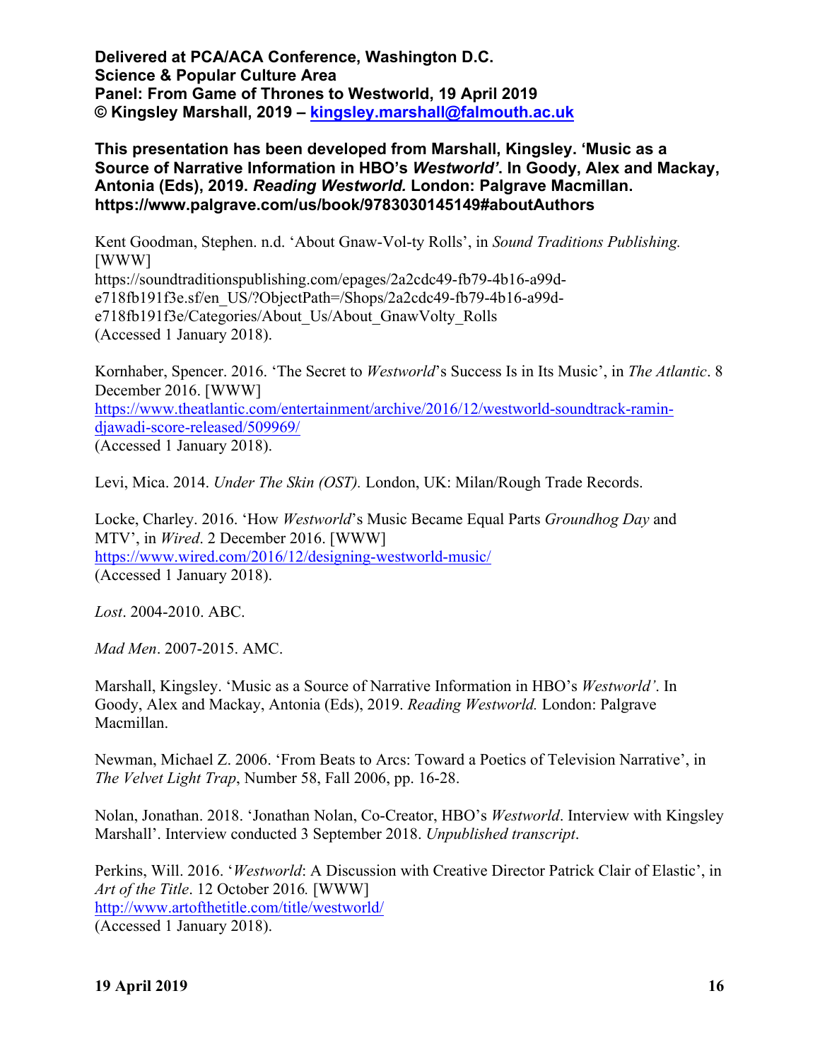**Delivered at PCA/ACA Conference, Washington D.C.**
**Science & Popular Culture Area**
**Panel: From Game of Thrones to Westworld, 19 April 2019**
**© Kingsley Marshall, 2019 – kingsley.marshall@falmouth.ac.uk**

**This presentation has been developed from Marshall, Kingsley. 'Music as a Source of Narrative Information in HBO's *Westworld*'. In Goody, Alex and Mackay, Antonia (Eds), 2019. *Reading Westworld.* London: Palgrave Macmillan. https://www.palgrave.com/us/book/9783030145149#aboutAuthors**

Kent Goodman, Stephen. n.d. 'About Gnaw-Vol-ty Rolls', in *Sound Traditions Publishing.* [WWW]
https://soundtraditionspublishing.com/epages/2a2cdc49-fb79-4b16-a99d-e718fb191f3e.sf/en_US/?ObjectPath=/Shops/2a2cdc49-fb79-4b16-a99d-e718fb191f3e/Categories/About_Us/About_GnawVolty_Rolls
(Accessed 1 January 2018).

Kornhaber, Spencer. 2016. 'The Secret to *Westworld*'s Success Is in Its Music', in *The Atlantic*. 8 December 2016. [WWW]
https://www.theatlantic.com/entertainment/archive/2016/12/westworld-soundtrack-ramin-djawadi-score-released/509969/
(Accessed 1 January 2018).

Levi, Mica. 2014. *Under The Skin (OST).* London, UK: Milan/Rough Trade Records.

Locke, Charley. 2016. 'How *Westworld*'s Music Became Equal Parts *Groundhog Day* and MTV', in *Wired*. 2 December 2016. [WWW]
https://www.wired.com/2016/12/designing-westworld-music/
(Accessed 1 January 2018).

*Lost*. 2004-2010. ABC.

*Mad Men*. 2007-2015. AMC.

Marshall, Kingsley. 'Music as a Source of Narrative Information in HBO's *Westworld'*. In Goody, Alex and Mackay, Antonia (Eds), 2019. *Reading Westworld.* London: Palgrave Macmillan.

Newman, Michael Z. 2006. 'From Beats to Arcs: Toward a Poetics of Television Narrative', in *The Velvet Light Trap*, Number 58, Fall 2006, pp. 16-28.

Nolan, Jonathan. 2018. 'Jonathan Nolan, Co-Creator, HBO's *Westworld*. Interview with Kingsley Marshall'. Interview conducted 3 September 2018. *Unpublished transcript*.

Perkins, Will. 2016. '*Westworld*: A Discussion with Creative Director Patrick Clair of Elastic', in *Art of the Title*. 12 October 2016*.* [WWW]
http://www.artofthetitle.com/title/westworld/
(Accessed 1 January 2018).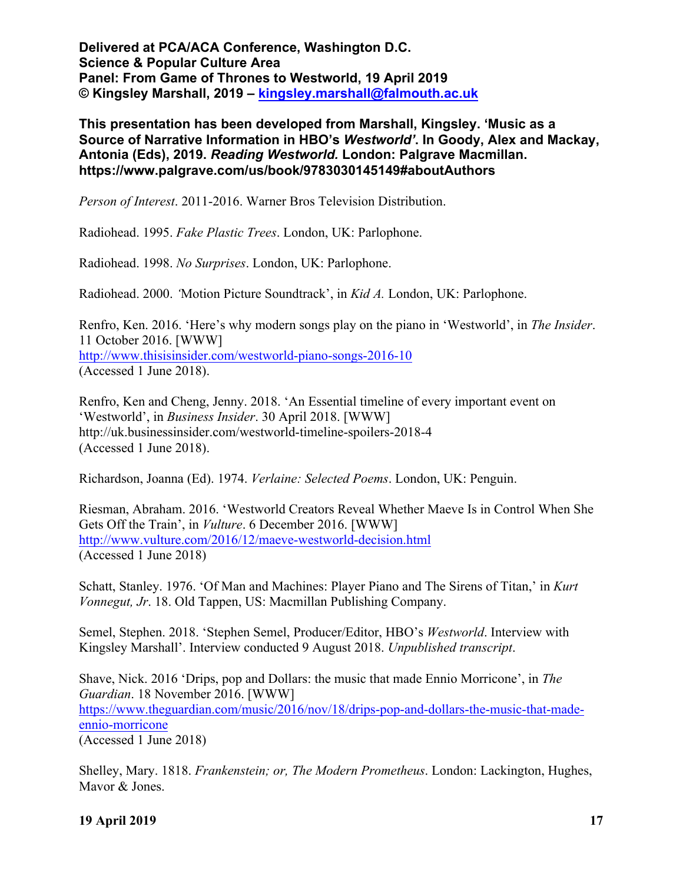**Delivered at PCA/ACA Conference, Washington D.C.**
**Science & Popular Culture Area**
**Panel: From Game of Thrones to Westworld, 19 April 2019**
**© Kingsley Marshall, 2019 – kingsley.marshall@falmouth.ac.uk**

**This presentation has been developed from Marshall, Kingsley. 'Music as a Source of Narrative Information in HBO's *Westworld*'. In Goody, Alex and Mackay, Antonia (Eds), 2019. *Reading Westworld.* London: Palgrave Macmillan. https://www.palgrave.com/us/book/9783030145149#aboutAuthors**

*Person of Interest*. 2011-2016. Warner Bros Television Distribution.

Radiohead. 1995. *Fake Plastic Trees*. London, UK: Parlophone.

Radiohead. 1998. *No Surprises*. London, UK: Parlophone.

Radiohead. 2000. 'Motion Picture Soundtrack', in *Kid A.* London, UK: Parlophone.

Renfro, Ken. 2016. 'Here's why modern songs play on the piano in 'Westworld', in *The Insider*. 11 October 2016. [WWW]
http://www.thisisinsider.com/westworld-piano-songs-2016-10
(Accessed 1 June 2018).

Renfro, Ken and Cheng, Jenny. 2018. 'An Essential timeline of every important event on 'Westworld', in *Business Insider*. 30 April 2018. [WWW]
http://uk.businessinsider.com/westworld-timeline-spoilers-2018-4
(Accessed 1 June 2018).

Richardson, Joanna (Ed). 1974. *Verlaine: Selected Poems*. London, UK: Penguin.

Riesman, Abraham. 2016. 'Westworld Creators Reveal Whether Maeve Is in Control When She Gets Off the Train', in *Vulture*. 6 December 2016. [WWW]
http://www.vulture.com/2016/12/maeve-westworld-decision.html
(Accessed 1 June 2018)

Schatt, Stanley. 1976. 'Of Man and Machines: Player Piano and The Sirens of Titan,' in *Kurt Vonnegut, Jr*. 18. Old Tappen, US: Macmillan Publishing Company.

Semel, Stephen. 2018. 'Stephen Semel, Producer/Editor, HBO's *Westworld*. Interview with Kingsley Marshall'. Interview conducted 9 August 2018. *Unpublished transcript*.

Shave, Nick. 2016 'Drips, pop and Dollars: the music that made Ennio Morricone', in *The Guardian*. 18 November 2016. [WWW]
https://www.theguardian.com/music/2016/nov/18/drips-pop-and-dollars-the-music-that-made-ennio-morricone
(Accessed 1 June 2018)

Shelley, Mary. 1818. *Frankenstein; or, The Modern Prometheus*. London: Lackington, Hughes, Mavor & Jones.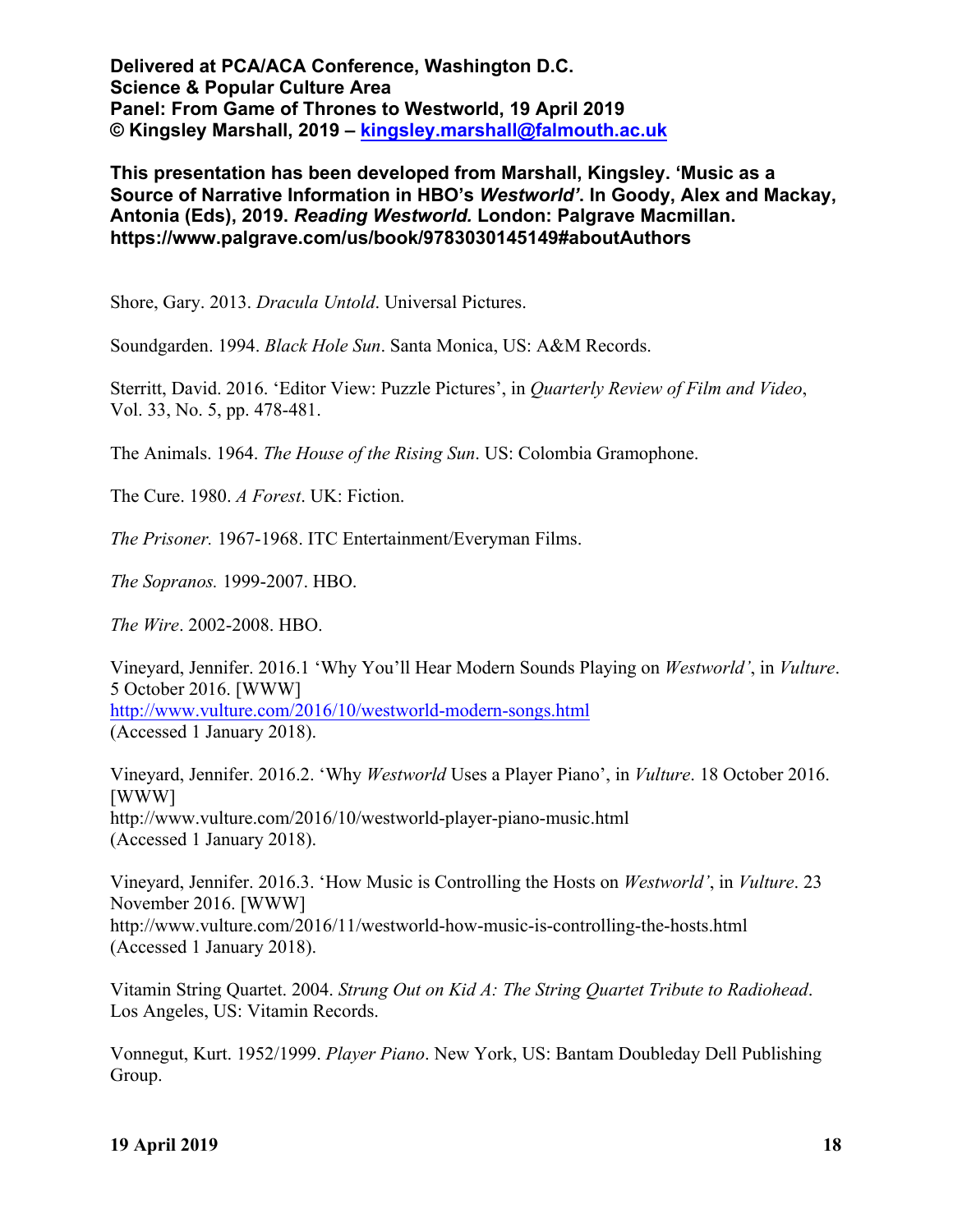**Delivered at PCA/ACA Conference, Washington D.C.**
**Science & Popular Culture Area**
**Panel: From Game of Thrones to Westworld, 19 April 2019**
**© Kingsley Marshall, 2019 – [kingsley.marshall@falmouth.ac.uk](mailto:kingsley.marshall@falmouth.ac.uk)**

**This presentation has been developed from Marshall, Kingsley. 'Music as a Source of Narrative Information in HBO's *Westworld*'. In Goody, Alex and Mackay, Antonia (Eds), 2019. *Reading Westworld.* London: Palgrave Macmillan. https://www.palgrave.com/us/book/9783030145149#aboutAuthors**

Shore, Gary. 2013. *Dracula Untold*. Universal Pictures.

Soundgarden. 1994. *Black Hole Sun*. Santa Monica, US: A&M Records.

Sterritt, David. 2016. 'Editor View: Puzzle Pictures', in *Quarterly Review of Film and Video*, Vol. 33, No. 5, pp. 478-481.

The Animals. 1964. *The House of the Rising Sun*. US: Colombia Gramophone.

The Cure. 1980. *A Forest*. UK: Fiction.

*The Prisoner.* 1967-1968. ITC Entertainment/Everyman Films.

*The Sopranos.* 1999-2007. HBO.

*The Wire*. 2002-2008. HBO.

Vineyard, Jennifer. 2016.1 'Why You'll Hear Modern Sounds Playing on *Westworld'*, in *Vulture*. 5 October 2016. [WWW]
http://www.vulture.com/2016/10/westworld-modern-songs.html
(Accessed 1 January 2018).

Vineyard, Jennifer. 2016.2. 'Why *Westworld* Uses a Player Piano', in *Vulture*. 18 October 2016. [WWW]
http://www.vulture.com/2016/10/westworld-player-piano-music.html
(Accessed 1 January 2018).

Vineyard, Jennifer. 2016.3. 'How Music is Controlling the Hosts on *Westworld'*, in *Vulture*. 23 November 2016. [WWW]
http://www.vulture.com/2016/11/westworld-how-music-is-controlling-the-hosts.html
(Accessed 1 January 2018).

Vitamin String Quartet. 2004. *Strung Out on Kid A: The String Quartet Tribute to Radiohead*. Los Angeles, US: Vitamin Records.

Vonnegut, Kurt. 1952/1999. *Player Piano*. New York, US: Bantam Doubleday Dell Publishing Group.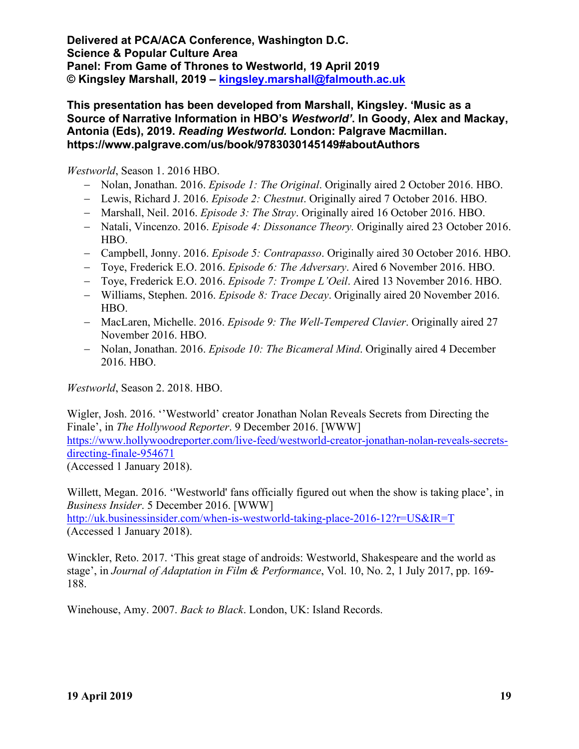**Delivered at PCA/ACA Conference, Washington D.C.**
**Science & Popular Culture Area**
**Panel: From Game of Thrones to Westworld, 19 April 2019**
**© Kingsley Marshall, 2019 – [kingsley.marshall@falmouth.ac.uk](mailto:kingsley.marshall@falmouth.ac.uk)**

**This presentation has been developed from Marshall, Kingsley. 'Music as a Source of Narrative Information in HBO's *Westworld*'. In Goody, Alex and Mackay, Antonia (Eds), 2019. *Reading Westworld.* London: Palgrave Macmillan. https://www.palgrave.com/us/book/9783030145149#aboutAuthors**

*Westworld*, Season 1. 2016 HBO.

- Nolan, Jonathan. 2016. *Episode 1: The Original*. Originally aired 2 October 2016. HBO.
- Lewis, Richard J. 2016. *Episode 2: Chestnut*. Originally aired 7 October 2016. HBO.
- Marshall, Neil. 2016. *Episode 3: The Stray*. Originally aired 16 October 2016. HBO.
- Natali, Vincenzo. 2016. *Episode 4: Dissonance Theory.* Originally aired 23 October 2016. HBO.
- Campbell, Jonny. 2016. *Episode 5: Contrapasso*. Originally aired 30 October 2016. HBO.
- Toye, Frederick E.O. 2016. *Episode 6: The Adversary*. Aired 6 November 2016. HBO.
- Toye, Frederick E.O. 2016. *Episode 7: Trompe L'Oeil*. Aired 13 November 2016. HBO.
- Williams, Stephen. 2016. *Episode 8: Trace Decay*. Originally aired 20 November 2016. HBO.
- MacLaren, Michelle. 2016. *Episode 9: The Well-Tempered Clavier*. Originally aired 27 November 2016. HBO.
- Nolan, Jonathan. 2016. *Episode 10: The Bicameral Mind*. Originally aired 4 December 2016. HBO.

*Westworld*, Season 2. 2018. HBO.

Wigler, Josh. 2016. ''Westworld' creator Jonathan Nolan Reveals Secrets from Directing the Finale', in *The Hollywood Reporter*. 9 December 2016. [WWW] [https://www.hollywoodreporter.com/live-feed/westworld-creator-jonathan-nolan-reveals-secrets-directing-finale-954671](https://www.hollywoodreporter.com/live-feed/westworld-creator-jonathan-nolan-reveals-secrets-directing-finale-954671)
(Accessed 1 January 2018).

Willett, Megan. 2016. ''Westworld' fans officially figured out when the show is taking place', in *Business Insider*. 5 December 2016. [WWW]
[http://uk.businessinsider.com/when-is-westworld-taking-place-2016-12?r=US&IR=T](http://uk.businessinsider.com/when-is-westworld-taking-place-2016-12?r=US&IR=T)
(Accessed 1 January 2018).

Winckler, Reto. 2017. 'This great stage of androids: Westworld, Shakespeare and the world as stage', in *Journal of Adaptation in Film & Performance*, Vol. 10, No. 2, 1 July 2017, pp. 169-188.

Winehouse, Amy. 2007. *Back to Black*. London, UK: Island Records.